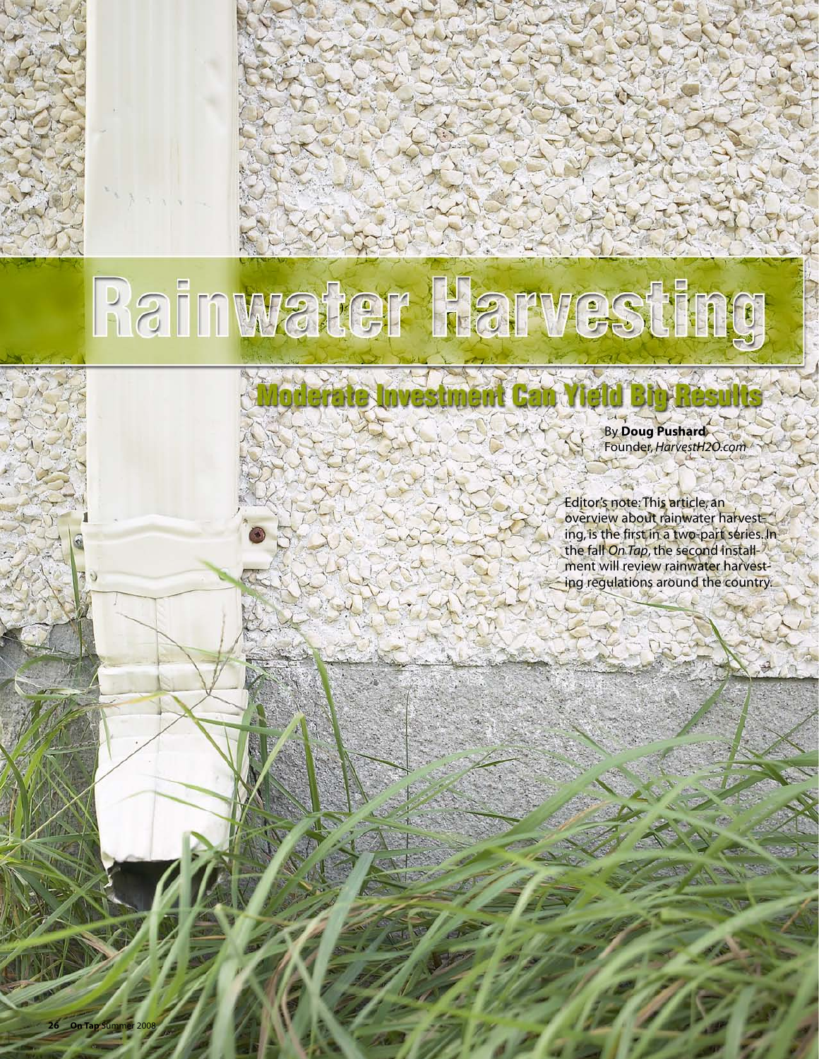# Rainwater Harvesting

## Moderate Investment Can Yield Big Results

By **Doug Pushard**
Founder, *HarvestH2O.com*

Editor's note: This article, an overview about rainwater harvesting, is the first in a two-part series. In the fall *On Tap*, the second installment will review rainwater harvesting regulations around the country.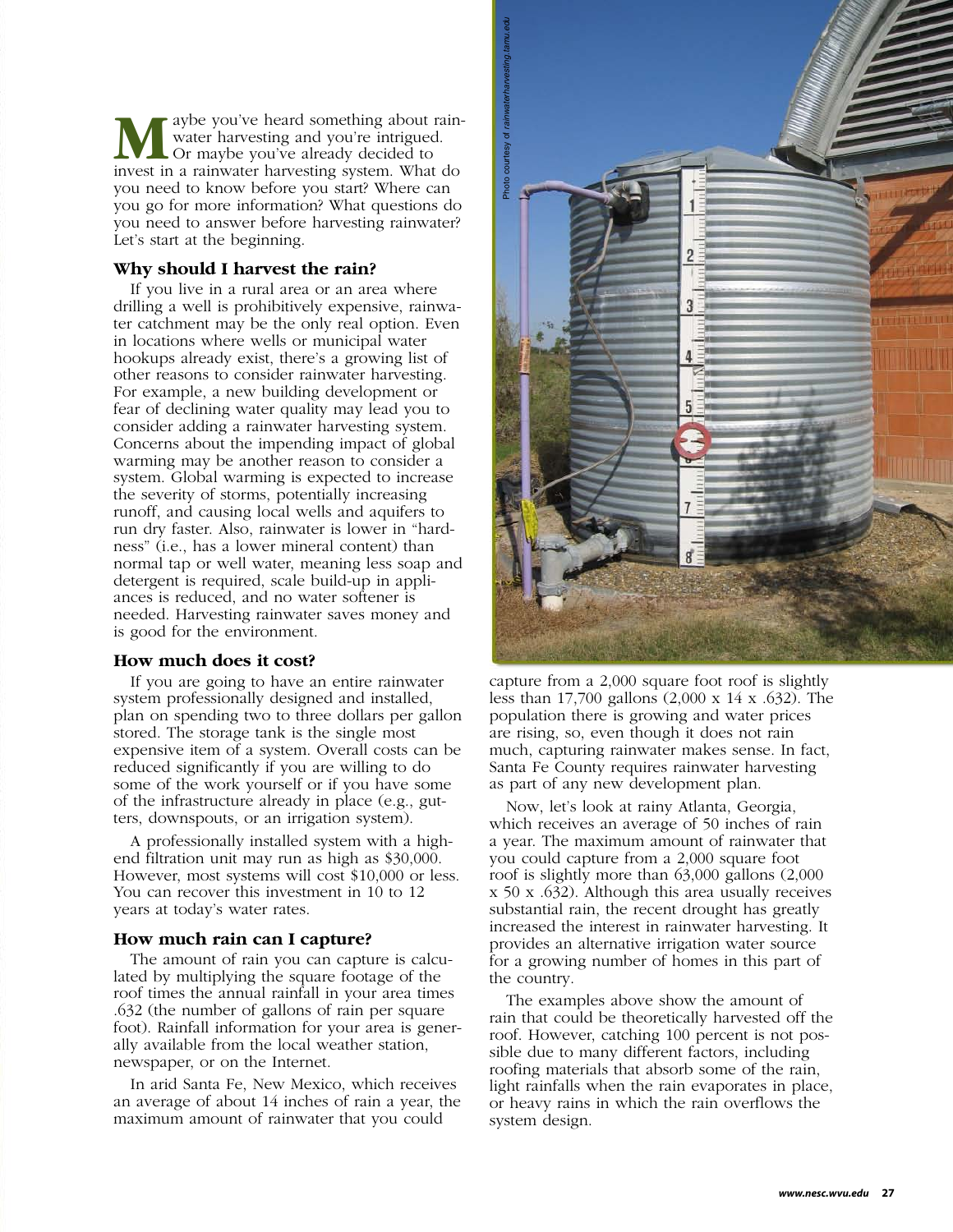Maybe you've heard something about rainwater harvesting and you're intrigued. Or maybe you've already decided to invest in a rainwater harvesting system. What do you need to know before you start? Where can you go for more information? What questions do you need to answer before harvesting rainwater? Let's start at the beginning.

### Why should I harvest the rain?

If you live in a rural area or an area where drilling a well is prohibitively expensive, rainwater catchment may be the only real option. Even in locations where wells or municipal water hookups already exist, there's a growing list of other reasons to consider rainwater harvesting. For example, a new building development or fear of declining water quality may lead you to consider adding a rainwater harvesting system. Concerns about the impending impact of global warming may be another reason to consider a system. Global warming is expected to increase the severity of storms, potentially increasing runoff, and causing local wells and aquifers to run dry faster. Also, rainwater is lower in "hardness" (i.e., has a lower mineral content) than normal tap or well water, meaning less soap and detergent is required, scale build-up in appliances is reduced, and no water softener is needed. Harvesting rainwater saves money and is good for the environment.

### How much does it cost?

If you are going to have an entire rainwater system professionally designed and installed, plan on spending two to three dollars per gallon stored. The storage tank is the single most expensive item of a system. Overall costs can be reduced significantly if you are willing to do some of the work yourself or if you have some of the infrastructure already in place (e.g., gutters, downspouts, or an irrigation system).

A professionally installed system with a high-end filtration unit may run as high as $30,000. However, most systems will cost $10,000 or less. You can recover this investment in 10 to 12 years at today's water rates.

### How much rain can I capture?

The amount of rain you can capture is calculated by multiplying the square footage of the roof times the annual rainfall in your area times .632 (the number of gallons of rain per square foot). Rainfall information for your area is generally available from the local weather station, newspaper, or on the Internet.

In arid Santa Fe, New Mexico, which receives an average of about 14 inches of rain a year, the maximum amount of rainwater that you could capture from a 2,000 square foot roof is slightly less than 17,700 gallons (2,000 x 14 x .632). The population there is growing and water prices are rising, so, even though it does not rain much, capturing rainwater makes sense. In fact, Santa Fe County requires rainwater harvesting as part of any new development plan.

Now, let's look at rainy Atlanta, Georgia, which receives an average of 50 inches of rain a year. The maximum amount of rainwater that you could capture from a 2,000 square foot roof is slightly more than 63,000 gallons (2,000 x 50 x .632). Although this area usually receives substantial rain, the recent drought has greatly increased the interest in rainwater harvesting. It provides an alternative irrigation water source for a growing number of homes in this part of the country.

The examples above show the amount of rain that could be theoretically harvested off the roof. However, catching 100 percent is not possible due to many different factors, including roofing materials that absorb some of the rain, light rainfalls when the rain evaporates in place, or heavy rains in which the rain overflows the system design.

Photo courtesy of *rainwaterharvesting.tamu.edu*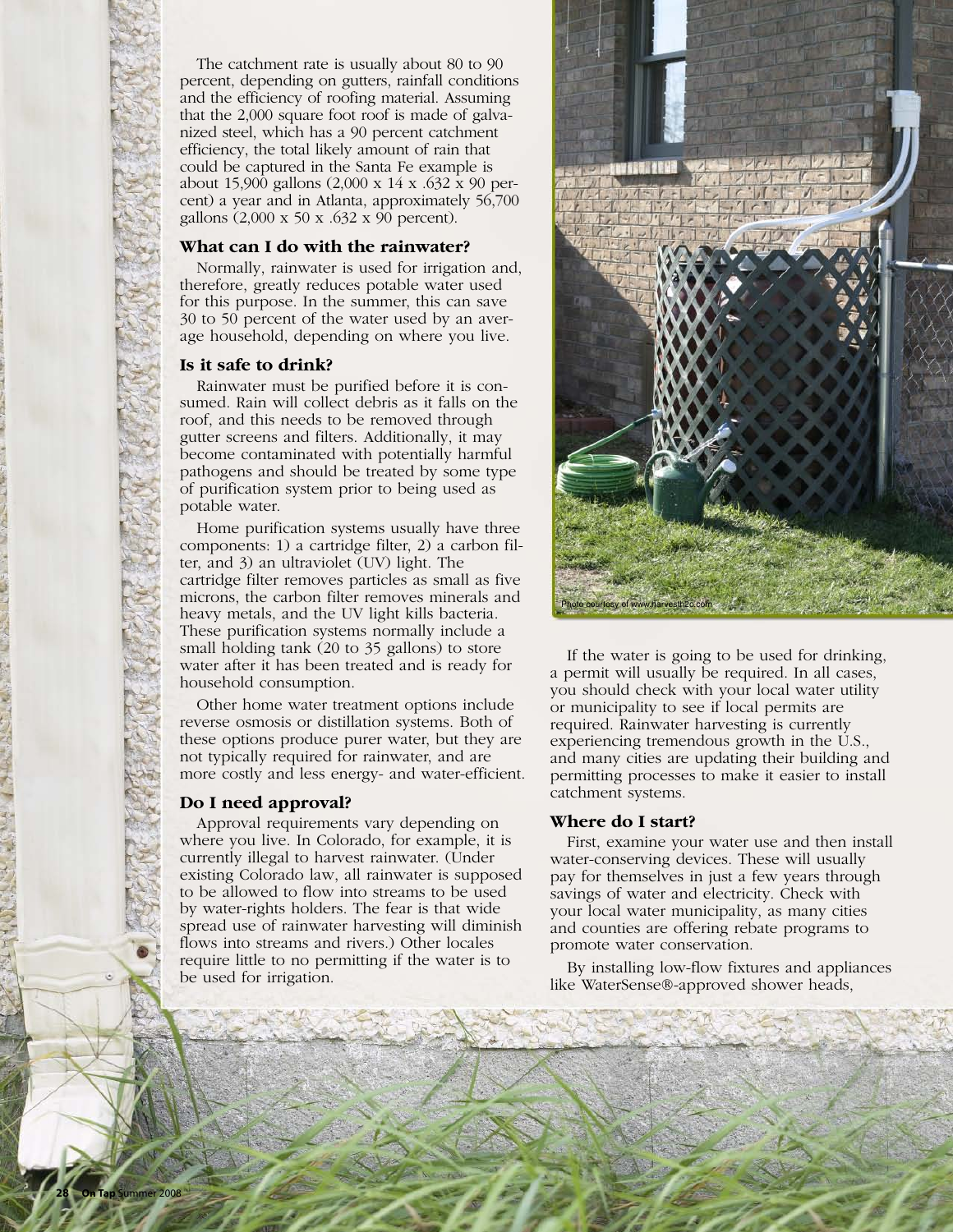The catchment rate is usually about 80 to 90 percent, depending on gutters, rainfall conditions and the efficiency of roofing material. Assuming that the 2,000 square foot roof is made of galvanized steel, which has a 90 percent catchment efficiency, the total likely amount of rain that could be captured in the Santa Fe example is about 15,900 gallons (2,000 x 14 x .632 x 90 percent) a year and in Atlanta, approximately 56,700 gallons (2,000 x 50 x .632 x 90 percent).

### What can I do with the rainwater?

Normally, rainwater is used for irrigation and, therefore, greatly reduces potable water used for this purpose. In the summer, this can save 30 to 50 percent of the water used by an average household, depending on where you live.

### Is it safe to drink?

Rainwater must be purified before it is consumed. Rain will collect debris as it falls on the roof, and this needs to be removed through gutter screens and filters. Additionally, it may become contaminated with potentially harmful pathogens and should be treated by some type of purification system prior to being used as potable water.

Home purification systems usually have three components: 1) a cartridge filter, 2) a carbon filter, and 3) an ultraviolet (UV) light. The cartridge filter removes particles as small as five microns, the carbon filter removes minerals and heavy metals, and the UV light kills bacteria. These purification systems normally include a small holding tank (20 to 35 gallons) to store water after it has been treated and is ready for household consumption.

Other home water treatment options include reverse osmosis or distillation systems. Both of these options produce purer water, but they are not typically required for rainwater, and are more costly and less energy- and water-efficient.

### Do I need approval?

Approval requirements vary depending on where you live. In Colorado, for example, it is currently illegal to harvest rainwater. (Under existing Colorado law, all rainwater is supposed to be allowed to flow into streams to be used by water-rights holders. The fear is that wide spread use of rainwater harvesting will diminish flows into streams and rivers.) Other locales require little to no permitting if the water is to be used for irrigation.

Photo courtesy of www.harvesth2o.com

If the water is going to be used for drinking, a permit will usually be required. In all cases, you should check with your local water utility or municipality to see if local permits are required. Rainwater harvesting is currently experiencing tremendous growth in the U.S., and many cities are updating their building and permitting processes to make it easier to install catchment systems.

### Where do I start?

First, examine your water use and then install water-conserving devices. These will usually pay for themselves in just a few years through savings of water and electricity. Check with your local water municipality, as many cities and counties are offering rebate programs to promote water conservation.

By installing low-flow fixtures and appliances like WaterSense®-approved shower heads,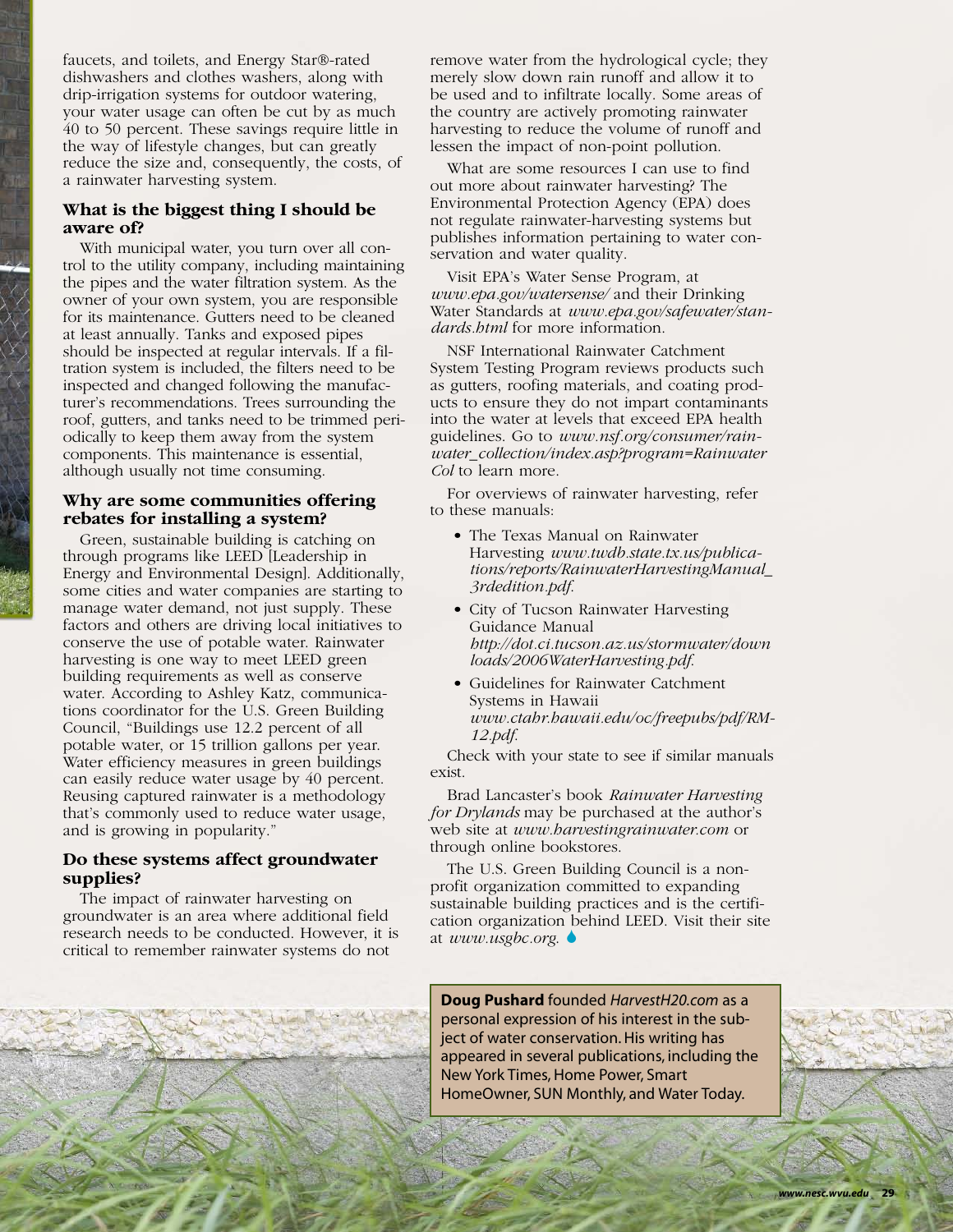faucets, and toilets, and Energy Star®-rated dishwashers and clothes washers, along with drip-irrigation systems for outdoor watering, your water usage can often be cut by as much 40 to 50 percent. These savings require little in the way of lifestyle changes, but can greatly reduce the size and, consequently, the costs, of a rainwater harvesting system.

### What is the biggest thing I should be aware of?

With municipal water, you turn over all control to the utility company, including maintaining the pipes and the water filtration system. As the owner of your own system, you are responsible for its maintenance. Gutters need to be cleaned at least annually. Tanks and exposed pipes should be inspected at regular intervals. If a filtration system is included, the filters need to be inspected and changed following the manufacturer's recommendations. Trees surrounding the roof, gutters, and tanks need to be trimmed periodically to keep them away from the system components. This maintenance is essential, although usually not time consuming.

### Why are some communities offering rebates for installing a system?

Green, sustainable building is catching on through programs like LEED [Leadership in Energy and Environmental Design]. Additionally, some cities and water companies are starting to manage water demand, not just supply. These factors and others are driving local initiatives to conserve the use of potable water. Rainwater harvesting is one way to meet LEED green building requirements as well as conserve water. According to Ashley Katz, communications coordinator for the U.S. Green Building Council, "Buildings use 12.2 percent of all potable water, or 15 trillion gallons per year. Water efficiency measures in green buildings can easily reduce water usage by 40 percent. Reusing captured rainwater is a methodology that's commonly used to reduce water usage, and is growing in popularity."

### Do these systems affect groundwater supplies?

The impact of rainwater harvesting on groundwater is an area where additional field research needs to be conducted. However, it is critical to remember rainwater systems do not remove water from the hydrological cycle; they merely slow down rain runoff and allow it to be used and to infiltrate locally. Some areas of the country are actively promoting rainwater harvesting to reduce the volume of runoff and lessen the impact of non-point pollution.

What are some resources I can use to find out more about rainwater harvesting? The Environmental Protection Agency (EPA) does not regulate rainwater-harvesting systems but publishes information pertaining to water conservation and water quality.

Visit EPA's Water Sense Program, at *www.epa.gov/watersense/* and their Drinking Water Standards at *www.epa.gov/safewater/standards.html* for more information.

NSF International Rainwater Catchment System Testing Program reviews products such as gutters, roofing materials, and coating products to ensure they do not impart contaminants into the water at levels that exceed EPA health guidelines. Go to *www.nsf.org/consumer/rainwater_collection/index.asp?program=RainwaterCol* to learn more.

For overviews of rainwater harvesting, refer to these manuals:

- The Texas Manual on Rainwater Harvesting *www.twdb.state.tx.us/publications/reports/RainwaterHarvestingManual_3rdedition.pdf.*
- City of Tucson Rainwater Harvesting Guidance Manual *http://dot.ci.tucson.az.us/stormwater/downloads/2006WaterHarvesting.pdf.*
- Guidelines for Rainwater Catchment Systems in Hawaii *www.ctahr.hawaii.edu/oc/freepubs/pdf/RM-12.pdf.*

Check with your state to see if similar manuals exist.

Brad Lancaster's book *Rainwater Harvesting for Drylands* may be purchased at the author's web site at *www.harvestingrainwater.com* or through online bookstores.

The U.S. Green Building Council is a nonprofit organization committed to expanding sustainable building practices and is the certification organization behind LEED. Visit their site at *www.usgbc.org.*

**Doug Pushard** founded *HarvestH20.com* as a personal expression of his interest in the subject of water conservation. His writing has appeared in several publications, including the New York Times, Home Power, Smart HomeOwner, SUN Monthly, and Water Today.